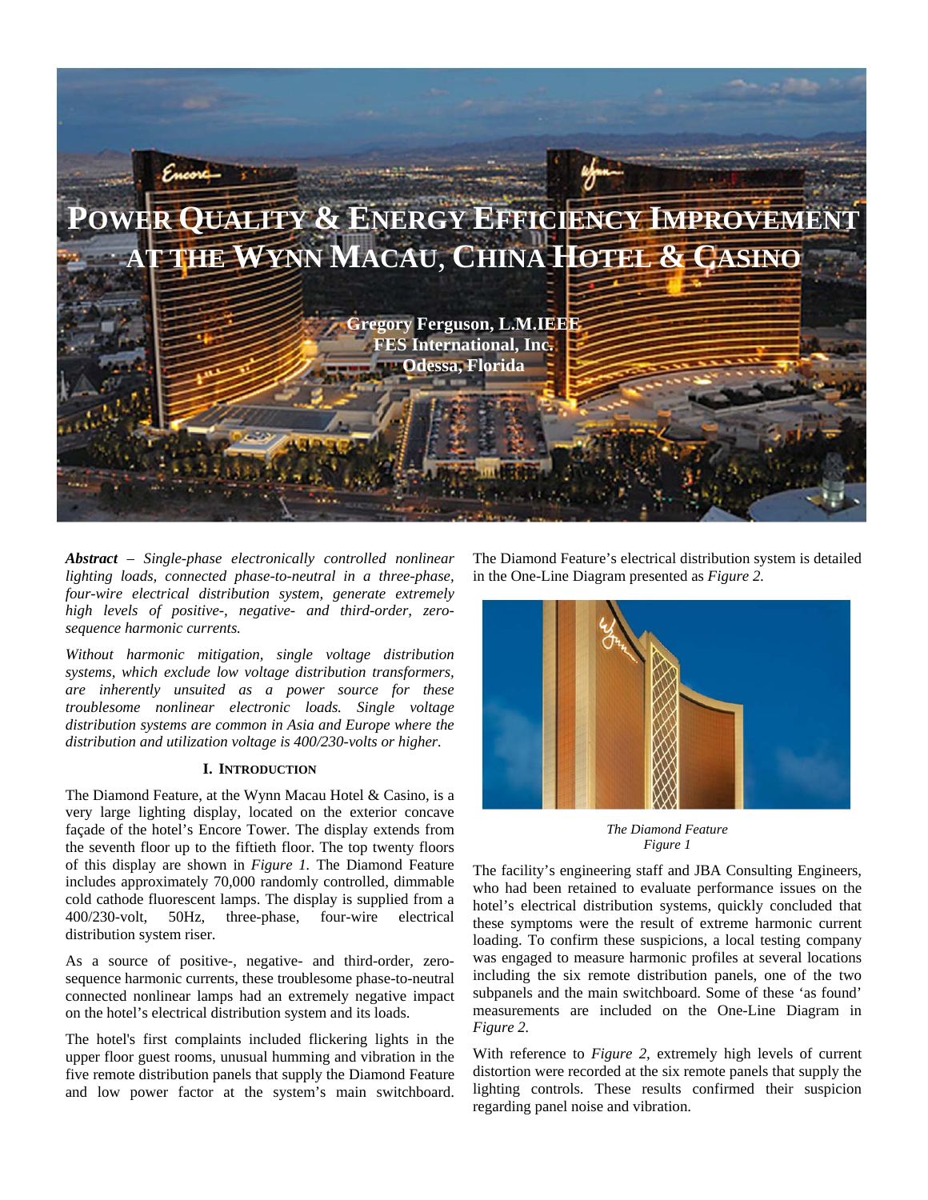# POWER QUALITY & ENERGY EFFICIENCY IMPROVEMENT AT THE WYNN MACAU, CHINA HOTEL & CASINO

**Gregory Ferguson, L.M.IEEE**
**FES International, Inc.**
**Odessa, Florida**

***Abstract*** *– Single-phase electronically controlled nonlinear lighting loads, connected phase-to-neutral in a three-phase, four-wire electrical distribution system, generate extremely high levels of positive-, negative- and third-order, zero-sequence harmonic currents.*

*Without harmonic mitigation, single voltage distribution systems, which exclude low voltage distribution transformers, are inherently unsuited as a power source for these troublesome nonlinear electronic loads. Single voltage distribution systems are common in Asia and Europe where the distribution and utilization voltage is 400/230-volts or higher.*

## I. INTRODUCTION

The Diamond Feature, at the Wynn Macau Hotel & Casino, is a very large lighting display, located on the exterior concave façade of the hotel's Encore Tower. The display extends from the seventh floor up to the fiftieth floor. The top twenty floors of this display are shown in *Figure 1.* The Diamond Feature includes approximately 70,000 randomly controlled, dimmable cold cathode fluorescent lamps. The display is supplied from a 400/230-volt, 50Hz, three-phase, four-wire electrical distribution system riser.

As a source of positive-, negative- and third-order, zero-sequence harmonic currents, these troublesome phase-to-neutral connected nonlinear lamps had an extremely negative impact on the hotel's electrical distribution system and its loads.

The hotel's first complaints included flickering lights in the upper floor guest rooms, unusual humming and vibration in the five remote distribution panels that supply the Diamond Feature and low power factor at the system's main switchboard. The Diamond Feature's electrical distribution system is detailed in the One-Line Diagram presented as *Figure 2.*

*The Diamond Feature*
*Figure 1*

The facility's engineering staff and JBA Consulting Engineers, who had been retained to evaluate performance issues on the hotel's electrical distribution systems, quickly concluded that these symptoms were the result of extreme harmonic current loading. To confirm these suspicions, a local testing company was engaged to measure harmonic profiles at several locations including the six remote distribution panels, one of the two subpanels and the main switchboard. Some of these 'as found' measurements are included on the One-Line Diagram in *Figure 2.*

With reference to *Figure 2,* extremely high levels of current distortion were recorded at the six remote panels that supply the lighting controls. These results confirmed their suspicion regarding panel noise and vibration.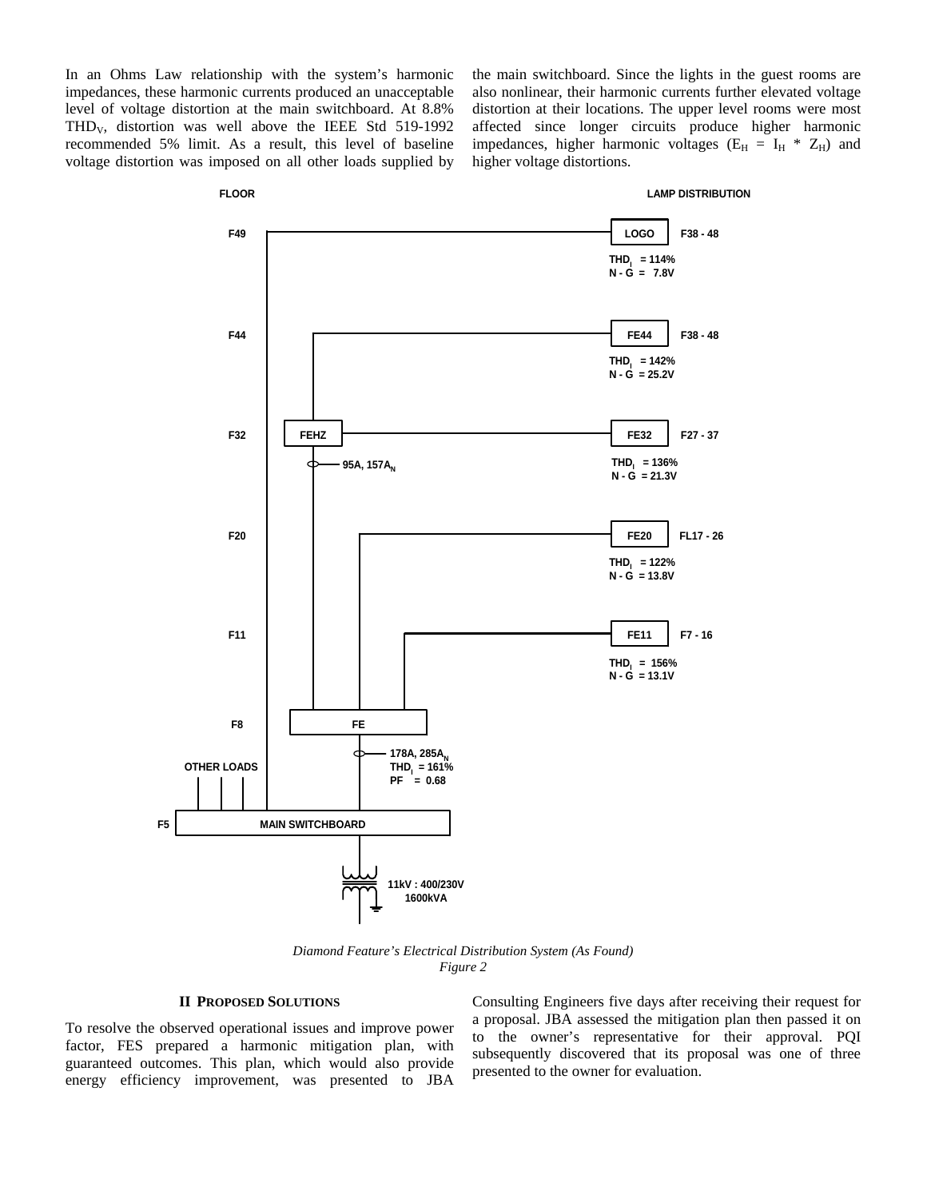In an Ohms Law relationship with the system's harmonic impedances, these harmonic currents produced an unacceptable level of voltage distortion at the main switchboard. At 8.8% $THD_V$, distortion was well above the IEEE Std 519-1992 recommended 5% limit. As a result, this level of baseline voltage distortion was imposed on all other loads supplied by the main switchboard. Since the lights in the guest rooms are also nonlinear, their harmonic currents further elevated voltage distortion at their locations. The upper level rooms were most affected since longer circuits produce higher harmonic impedances, higher harmonic voltages ($E_H = I_H * Z_H$) and higher voltage distortions.

*Diamond Feature's Electrical Distribution System (As Found)*
*Figure 2*

## II PROPOSED SOLUTIONS

To resolve the observed operational issues and improve power factor, FES prepared a harmonic mitigation plan, with guaranteed outcomes. This plan, which would also provide energy efficiency improvement, was presented to JBA Consulting Engineers five days after receiving their request for a proposal. JBA assessed the mitigation plan then passed it on to the owner's representative for their approval. PQI subsequently discovered that its proposal was one of three presented to the owner for evaluation.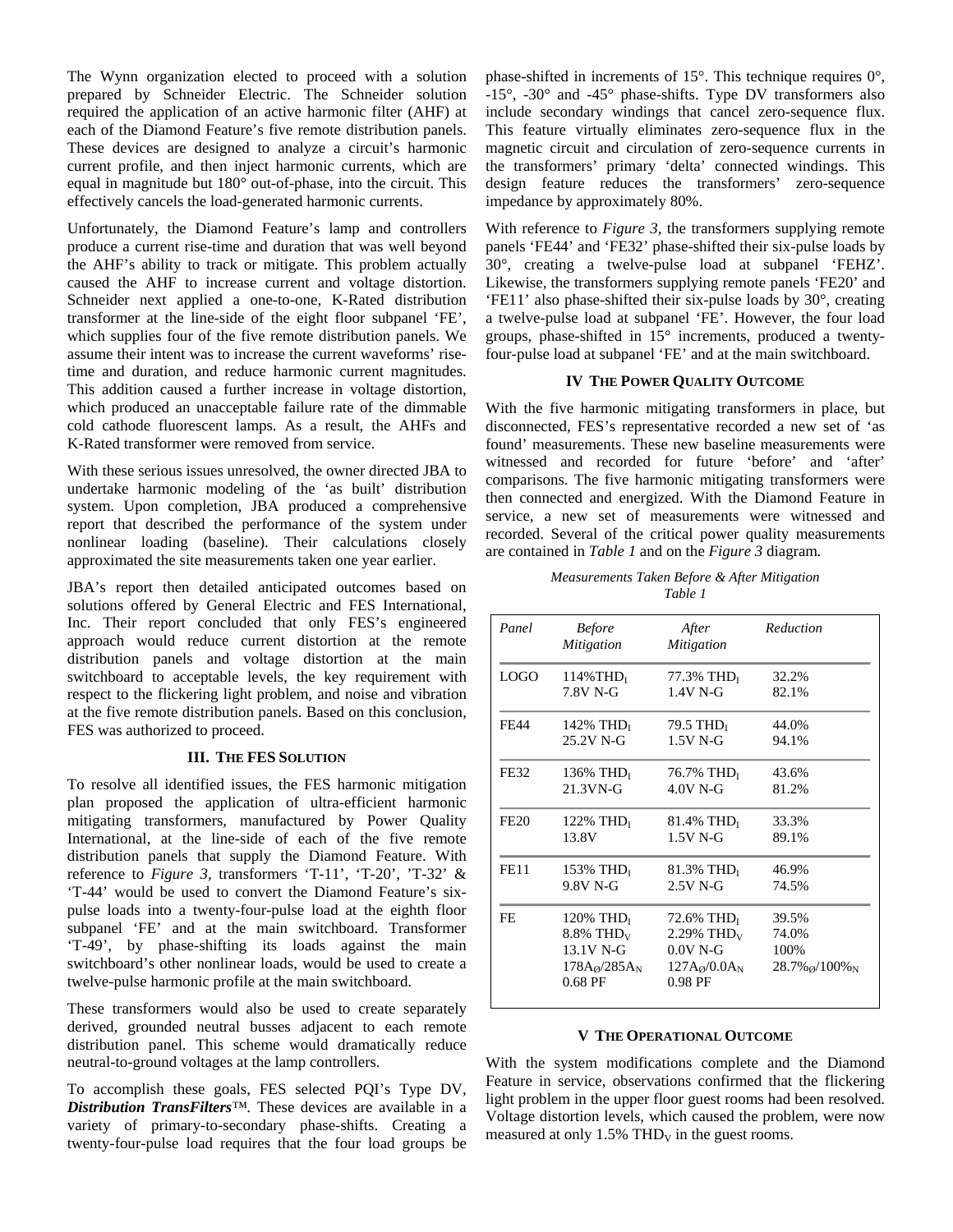The Wynn organization elected to proceed with a solution prepared by Schneider Electric. The Schneider solution required the application of an active harmonic filter (AHF) at each of the Diamond Feature's five remote distribution panels. These devices are designed to analyze a circuit's harmonic current profile, and then inject harmonic currents, which are equal in magnitude but 180° out-of-phase, into the circuit. This effectively cancels the load-generated harmonic currents.

Unfortunately, the Diamond Feature's lamp and controllers produce a current rise-time and duration that was well beyond the AHF's ability to track or mitigate. This problem actually caused the AHF to increase current and voltage distortion. Schneider next applied a one-to-one, K-Rated distribution transformer at the line-side of the eight floor subpanel 'FE', which supplies four of the five remote distribution panels. We assume their intent was to increase the current waveforms' rise-time and duration, and reduce harmonic current magnitudes. This addition caused a further increase in voltage distortion, which produced an unacceptable failure rate of the dimmable cold cathode fluorescent lamps. As a result, the AHFs and K-Rated transformer were removed from service.

With these serious issues unresolved, the owner directed JBA to undertake harmonic modeling of the 'as built' distribution system. Upon completion, JBA produced a comprehensive report that described the performance of the system under nonlinear loading (baseline). Their calculations closely approximated the site measurements taken one year earlier.

JBA's report then detailed anticipated outcomes based on solutions offered by General Electric and FES International, Inc. Their report concluded that only FES's engineered approach would reduce current distortion at the remote distribution panels and voltage distortion at the main switchboard to acceptable levels, the key requirement with respect to the flickering light problem, and noise and vibration at the five remote distribution panels. Based on this conclusion, FES was authorized to proceed.

## III. The FES Solution

To resolve all identified issues, the FES harmonic mitigation plan proposed the application of ultra-efficient harmonic mitigating transformers, manufactured by Power Quality International, at the line-side of each of the five remote distribution panels that supply the Diamond Feature. With reference to *Figure 3*, transformers 'T-11', 'T-20', 'T-32' & 'T-44' would be used to convert the Diamond Feature's six-pulse loads into a twenty-four-pulse load at the eighth floor subpanel 'FE' and at the main switchboard. Transformer 'T-49', by phase-shifting its loads against the main switchboard's other nonlinear loads, would be used to create a twelve-pulse harmonic profile at the main switchboard.

These transformers would also be used to create separately derived, grounded neutral busses adjacent to each remote distribution panel. This scheme would dramatically reduce neutral-to-ground voltages at the lamp controllers.

To accomplish these goals, FES selected PQI's Type DV, ***Distribution TransFilters***™. These devices are available in a variety of primary-to-secondary phase-shifts. Creating a twenty-four-pulse load requires that the four load groups be phase-shifted in increments of 15°. This technique requires 0°, -15°, -30° and -45° phase-shifts. Type DV transformers also include secondary windings that cancel zero-sequence flux. This feature virtually eliminates zero-sequence flux in the magnetic circuit and circulation of zero-sequence currents in the transformers' primary 'delta' connected windings. This design feature reduces the transformers' zero-sequence impedance by approximately 80%.

With reference to *Figure 3*, the transformers supplying remote panels 'FE44' and 'FE32' phase-shifted their six-pulse loads by 30°, creating a twelve-pulse load at subpanel 'FEHZ'. Likewise, the transformers supplying remote panels 'FE20' and 'FE11' also phase-shifted their six-pulse loads by 30°, creating a twelve-pulse load at subpanel 'FE'. However, the four load groups, phase-shifted in 15° increments, produced a twenty-four-pulse load at subpanel 'FE' and at the main switchboard.

## IV The Power Quality Outcome

With the five harmonic mitigating transformers in place, but disconnected, FES's representative recorded a new set of 'as found' measurements. These new baseline measurements were witnessed and recorded for future 'before' and 'after' comparisons. The five harmonic mitigating transformers were then connected and energized. With the Diamond Feature in service, a new set of measurements were witnessed and recorded. Several of the critical power quality measurements are contained in *Table 1* and on the *Figure 3* diagram.

*Measurements Taken Before & After Mitigation*
*Table 1*

| *Panel* | *Before Mitigation* | *After Mitigation* | *Reduction* |
|---|---|---|---|
| LOGO | 114% $THD_I$<br>7.8V N-G | 77.3% $THD_I$<br>1.4V N-G | 32.2%<br>82.1% |
| FE44 | 142% $THD_I$<br>25.2V N-G | 79.5 $THD_I$<br>1.5V N-G | 44.0%<br>94.1% |
| FE32 | 136% $THD_I$<br>21.3VN-G | 76.7% $THD_I$<br>4.0V N-G | 43.6%<br>81.2% |
| FE20 | 122% $THD_I$<br>13.8V | 81.4% $THD_I$<br>1.5V N-G | 33.3%<br>89.1% |
| FE11 | 153% $THD_I$<br>9.8V N-G | 81.3% $THD_I$<br>2.5V N-G | 46.9%<br>74.5% |
| FE | 120% $THD_I$<br>8.8% $THD_V$<br>13.1V N-G<br>$178A_Ø/285A_N$<br>0.68 PF | 72.6% $THD_I$<br>2.29% $THD_V$<br>0.0V N-G<br>$127A_Ø/0.0A_N$<br>0.98 PF | 39.5%<br>74.0%<br>100%<br>$28.7\%_Ø/100\%_N$ |

## V The Operational Outcome

With the system modifications complete and the Diamond Feature in service, observations confirmed that the flickering light problem in the upper floor guest rooms had been resolved. Voltage distortion levels, which caused the problem, were now measured at only 1.5% $THD_V$ in the guest rooms.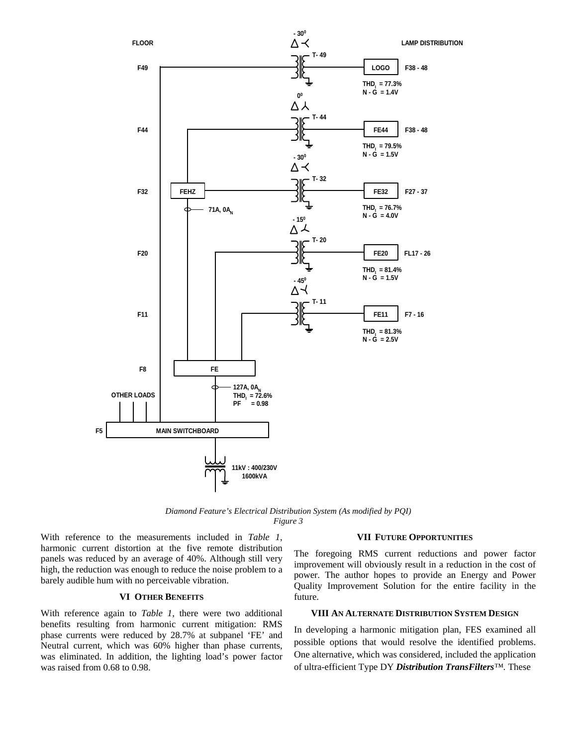*Diamond Feature's Electrical Distribution System (As modified by PQI)*
*Figure 3*

With reference to the measurements included in *Table 1*, harmonic current distortion at the five remote distribution panels was reduced by an average of 40%. Although still very high, the reduction was enough to reduce the noise problem to a barely audible hum with no perceivable vibration.

## VI Other Benefits

With reference again to *Table 1*, there were two additional benefits resulting from harmonic current mitigation: RMS phase currents were reduced by 28.7% at subpanel 'FE' and Neutral current, which was 60% higher than phase currents, was eliminated. In addition, the lighting load's power factor was raised from 0.68 to 0.98.

## VII Future Opportunities

The foregoing RMS current reductions and power factor improvement will obviously result in a reduction in the cost of power. The author hopes to provide an Energy and Power Quality Improvement Solution for the entire facility in the future.

## VIII An Alternate Distribution System Design

In developing a harmonic mitigation plan, FES examined all possible options that would resolve the identified problems. One alternative, which was considered, included the application of ultra-efficient Type DY ***Distribution TransFilters***™. These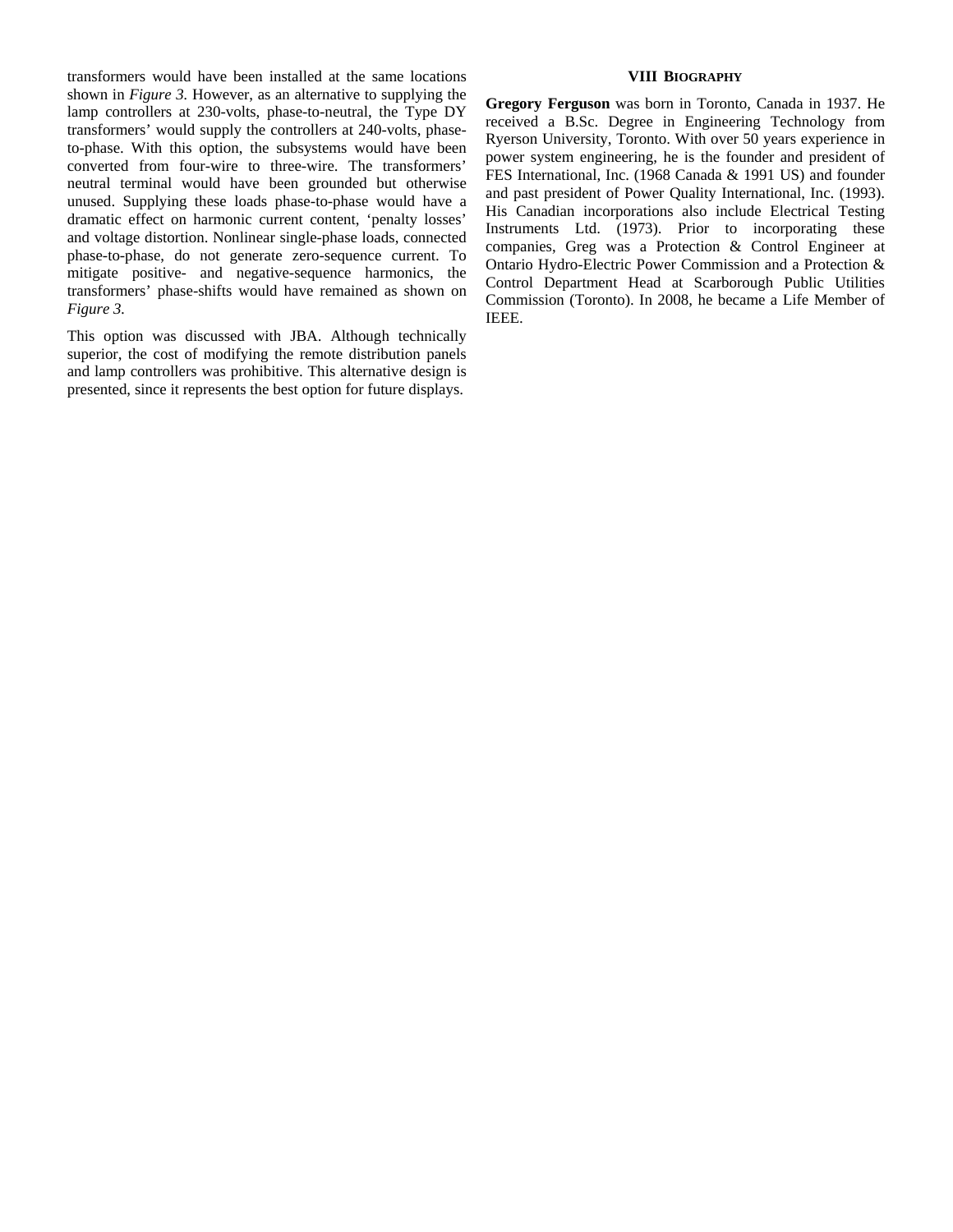transformers would have been installed at the same locations shown in *Figure 3*. However, as an alternative to supplying the lamp controllers at 230-volts, phase-to-neutral, the Type DY transformers' would supply the controllers at 240-volts, phase-to-phase. With this option, the subsystems would have been converted from four-wire to three-wire. The transformers' neutral terminal would have been grounded but otherwise unused. Supplying these loads phase-to-phase would have a dramatic effect on harmonic current content, 'penalty losses' and voltage distortion. Nonlinear single-phase loads, connected phase-to-phase, do not generate zero-sequence current. To mitigate positive- and negative-sequence harmonics, the transformers' phase-shifts would have remained as shown on *Figure 3*.

This option was discussed with JBA. Although technically superior, the cost of modifying the remote distribution panels and lamp controllers was prohibitive. This alternative design is presented, since it represents the best option for future displays.

## VIII Biography

**Gregory Ferguson** was born in Toronto, Canada in 1937. He received a B.Sc. Degree in Engineering Technology from Ryerson University, Toronto. With over 50 years experience in power system engineering, he is the founder and president of FES International, Inc. (1968 Canada & 1991 US) and founder and past president of Power Quality International, Inc. (1993). His Canadian incorporations also include Electrical Testing Instruments Ltd. (1973). Prior to incorporating these companies, Greg was a Protection & Control Engineer at Ontario Hydro-Electric Power Commission and a Protection & Control Department Head at Scarborough Public Utilities Commission (Toronto). In 2008, he became a Life Member of IEEE.